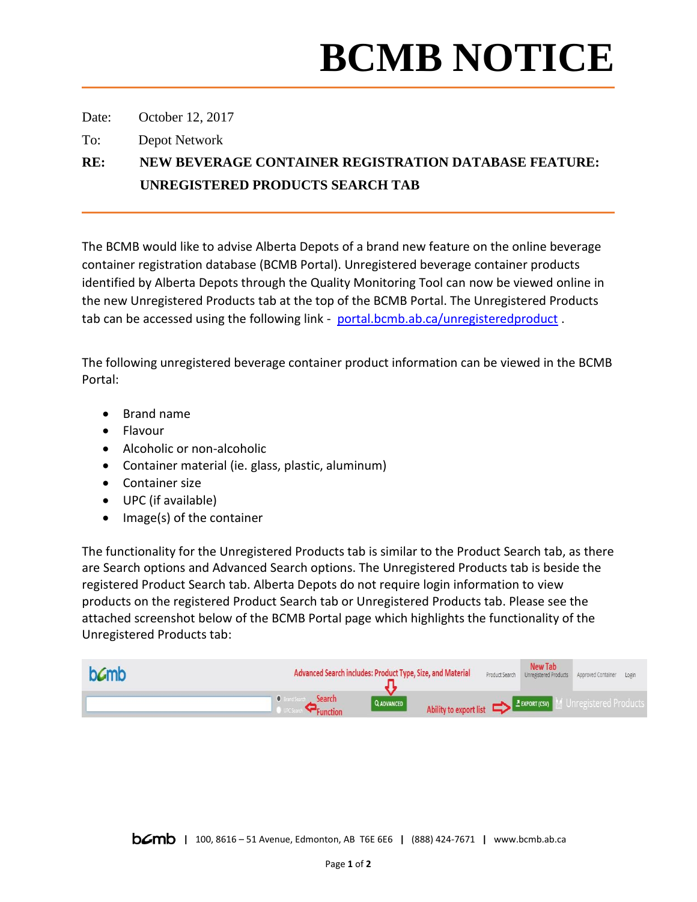# BCMB NOTICE

Date: October 12, 2017

To: Depot Network

**RE: NEW BEVERAGE CONTAINER REGISTRATION DATABASE FEATURE: UNREGISTERED PRODUCTS SEARCH TAB**

The BCMB would like to advise Alberta Depots of a brand new feature on the online beverage container registration database (BCMB Portal). Unregistered beverage container products identified by Alberta Depots through the Quality Monitoring Tool can now be viewed online in the new Unregistered Products tab at the top of the BCMB Portal. The Unregistered Products tab can be accessed using the following link - portal.bcmb.ab.ca/unregisteredproduct .

The following unregistered beverage container product information can be viewed in the BCMB Portal:

- Brand name
- Flavour
- Alcoholic or non-alcoholic
- Container material (ie. glass, plastic, aluminum)
- Container size
- UPC (if available)
- Image(s) of the container

The functionality for the Unregistered Products tab is similar to the Product Search tab, as there are Search options and Advanced Search options. The Unregistered Products tab is beside the registered Product Search tab. Alberta Depots do not require login information to view products on the registered Product Search tab or Unregistered Products tab. Please see the attached screenshot below of the BCMB Portal page which highlights the functionality of the Unregistered Products tab:

bcmb | Advanced Search includes: Product Type, Size, and Material | Product Search | New Tab: Unregistered Products | Approved Container | Login

Brand Search / UPC Search — Search Function | ADVANCED | Ability to export list — EXPORT (CSV) | Unregistered Products

bcmb | 100, 8616 – 51 Avenue, Edmonton, AB T6E 6E6 | (888) 424-7671 | www.bcmb.ab.ca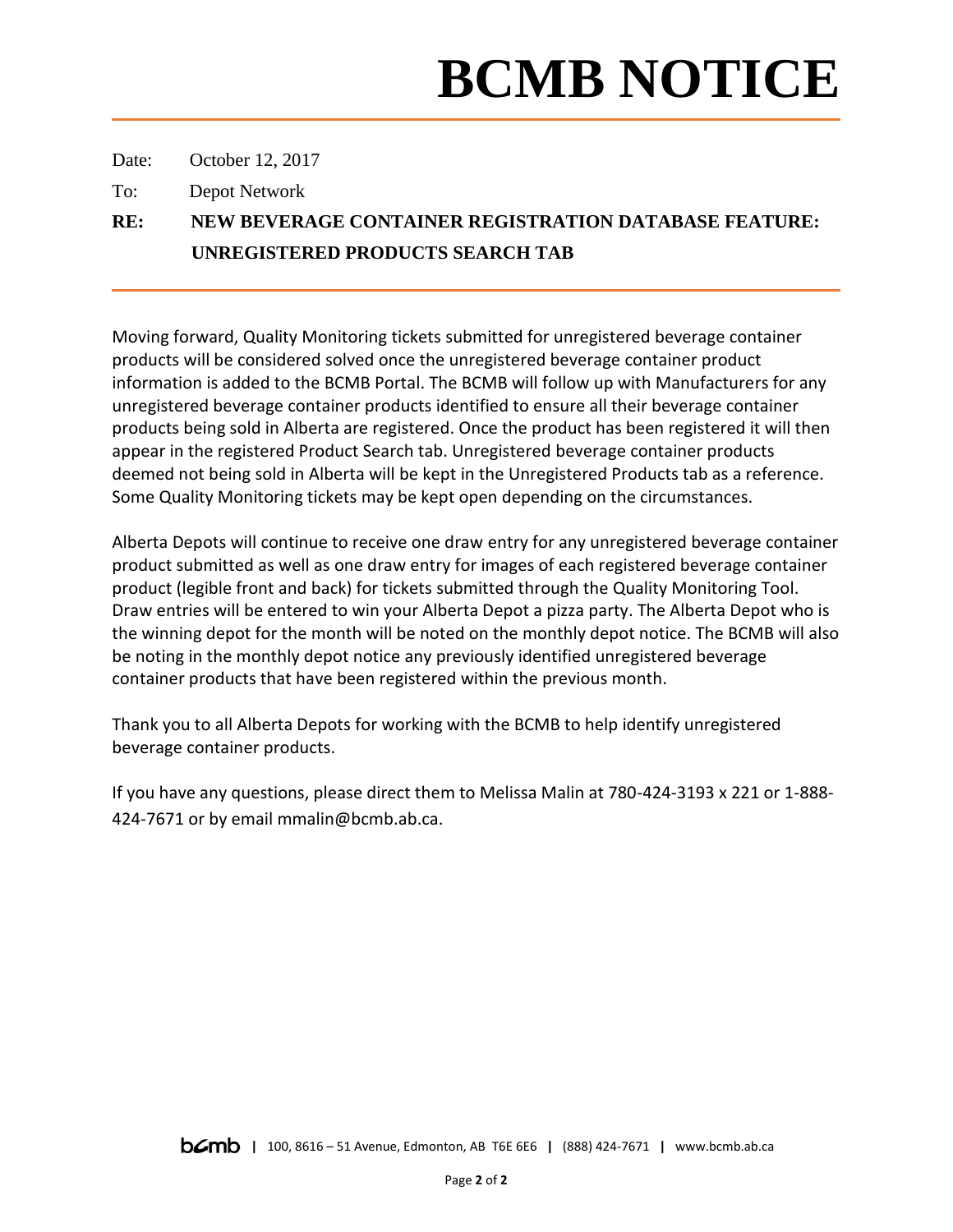# BCMB NOTICE

Date: October 12, 2017

To: Depot Network

**RE: NEW BEVERAGE CONTAINER REGISTRATION DATABASE FEATURE: UNREGISTERED PRODUCTS SEARCH TAB**

Moving forward, Quality Monitoring tickets submitted for unregistered beverage container products will be considered solved once the unregistered beverage container product information is added to the BCMB Portal. The BCMB will follow up with Manufacturers for any unregistered beverage container products identified to ensure all their beverage container products being sold in Alberta are registered. Once the product has been registered it will then appear in the registered Product Search tab. Unregistered beverage container products deemed not being sold in Alberta will be kept in the Unregistered Products tab as a reference. Some Quality Monitoring tickets may be kept open depending on the circumstances.

Alberta Depots will continue to receive one draw entry for any unregistered beverage container product submitted as well as one draw entry for images of each registered beverage container product (legible front and back) for tickets submitted through the Quality Monitoring Tool. Draw entries will be entered to win your Alberta Depot a pizza party. The Alberta Depot who is the winning depot for the month will be noted on the monthly depot notice. The BCMB will also be noting in the monthly depot notice any previously identified unregistered beverage container products that have been registered within the previous month.

Thank you to all Alberta Depots for working with the BCMB to help identify unregistered beverage container products.

If you have any questions, please direct them to Melissa Malin at 780-424-3193 x 221 or 1-888-424-7671 or by email mmalin@bcmb.ab.ca.

bcmb | 100, 8616 – 51 Avenue, Edmonton, AB T6E 6E6 | (888) 424-7671 | www.bcmb.ab.ca